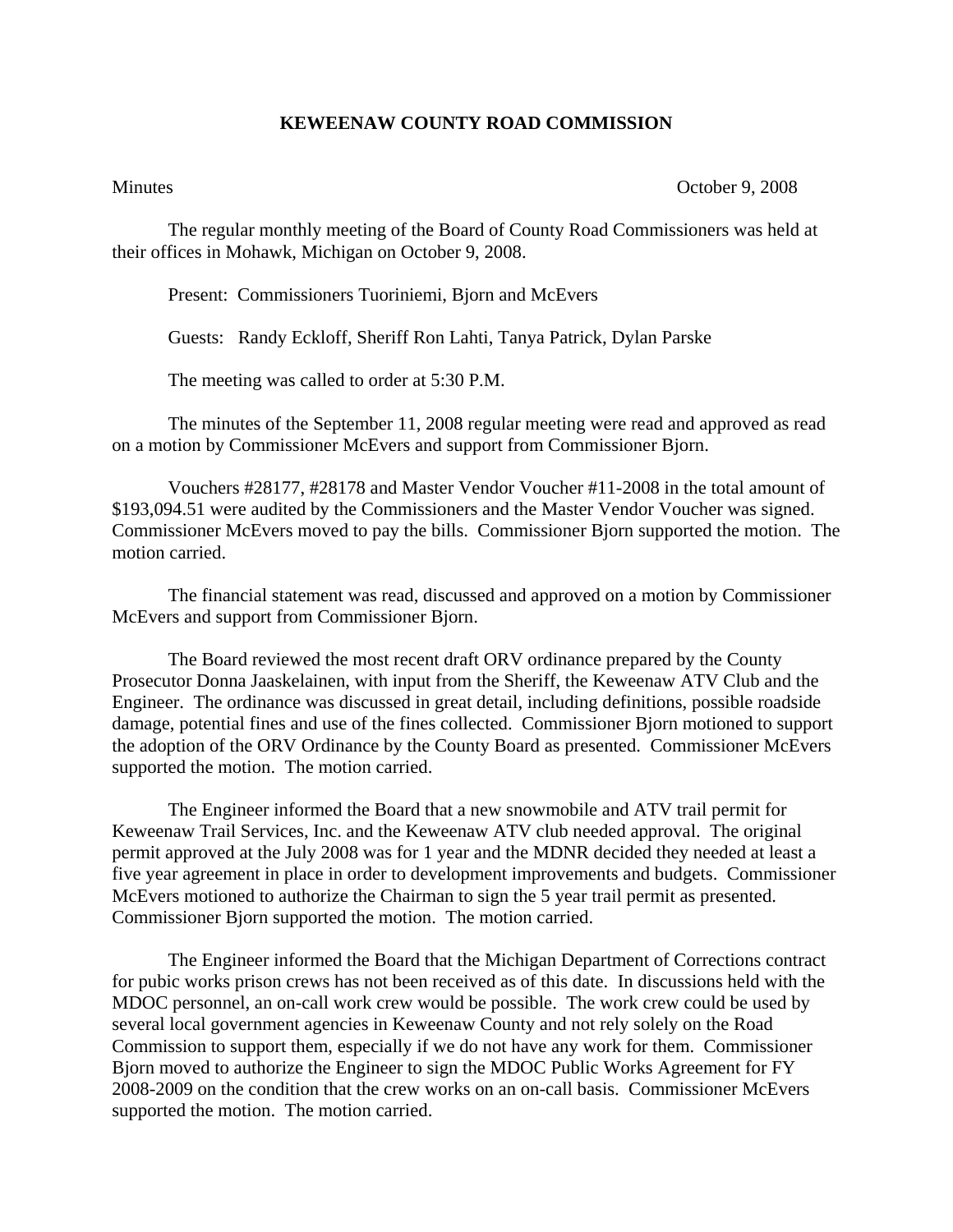# KEWEENAW COUNTY ROAD COMMISSION

Minutes October 9, 2008

The regular monthly meeting of the Board of County Road Commissioners was held at their offices in Mohawk, Michigan on October 9, 2008.

Present: Commissioners Tuoriniemi, Bjorn and McEvers

Guests: Randy Eckloff, Sheriff Ron Lahti, Tanya Patrick, Dylan Parske

The meeting was called to order at 5:30 P.M.

The minutes of the September 11, 2008 regular meeting were read and approved as read on a motion by Commissioner McEvers and support from Commissioner Bjorn.

Vouchers #28177, #28178 and Master Vendor Voucher #11-2008 in the total amount of $193,094.51 were audited by the Commissioners and the Master Vendor Voucher was signed. Commissioner McEvers moved to pay the bills. Commissioner Bjorn supported the motion. The motion carried.

The financial statement was read, discussed and approved on a motion by Commissioner McEvers and support from Commissioner Bjorn.

The Board reviewed the most recent draft ORV ordinance prepared by the County Prosecutor Donna Jaaskelainen, with input from the Sheriff, the Keweenaw ATV Club and the Engineer. The ordinance was discussed in great detail, including definitions, possible roadside damage, potential fines and use of the fines collected. Commissioner Bjorn motioned to support the adoption of the ORV Ordinance by the County Board as presented. Commissioner McEvers supported the motion. The motion carried.

The Engineer informed the Board that a new snowmobile and ATV trail permit for Keweenaw Trail Services, Inc. and the Keweenaw ATV club needed approval. The original permit approved at the July 2008 was for 1 year and the MDNR decided they needed at least a five year agreement in place in order to development improvements and budgets. Commissioner McEvers motioned to authorize the Chairman to sign the 5 year trail permit as presented. Commissioner Bjorn supported the motion. The motion carried.

The Engineer informed the Board that the Michigan Department of Corrections contract for pubic works prison crews has not been received as of this date. In discussions held with the MDOC personnel, an on-call work crew would be possible. The work crew could be used by several local government agencies in Keweenaw County and not rely solely on the Road Commission to support them, especially if we do not have any work for them. Commissioner Bjorn moved to authorize the Engineer to sign the MDOC Public Works Agreement for FY 2008-2009 on the condition that the crew works on an on-call basis. Commissioner McEvers supported the motion. The motion carried.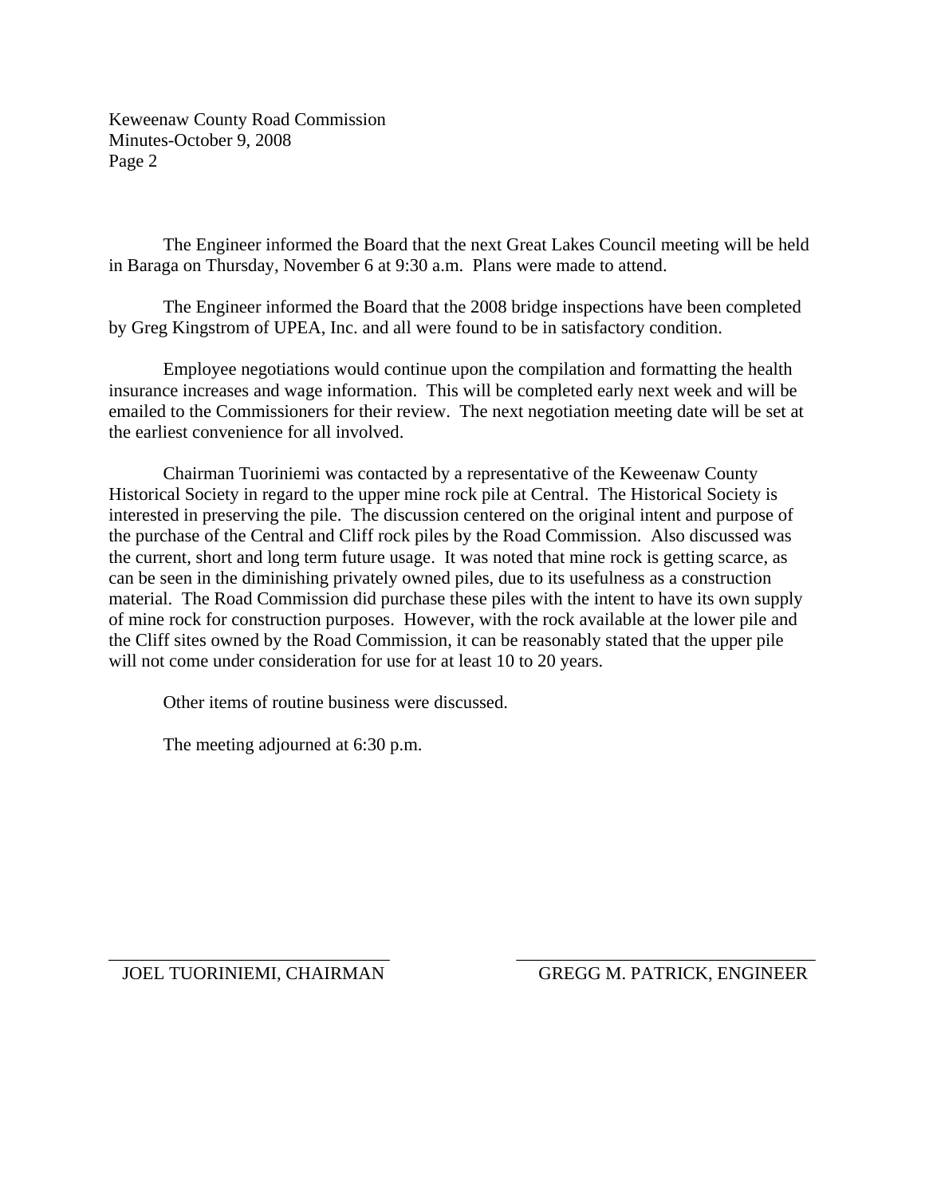The Engineer informed the Board that the next Great Lakes Council meeting will be held in Baraga on Thursday, November 6 at 9:30 a.m. Plans were made to attend.

The Engineer informed the Board that the 2008 bridge inspections have been completed by Greg Kingstrom of UPEA, Inc. and all were found to be in satisfactory condition.

Employee negotiations would continue upon the compilation and formatting the health insurance increases and wage information. This will be completed early next week and will be emailed to the Commissioners for their review. The next negotiation meeting date will be set at the earliest convenience for all involved.

Chairman Tuoriniemi was contacted by a representative of the Keweenaw County Historical Society in regard to the upper mine rock pile at Central. The Historical Society is interested in preserving the pile. The discussion centered on the original intent and purpose of the purchase of the Central and Cliff rock piles by the Road Commission. Also discussed was the current, short and long term future usage. It was noted that mine rock is getting scarce, as can be seen in the diminishing privately owned piles, due to its usefulness as a construction material. The Road Commission did purchase these piles with the intent to have its own supply of mine rock for construction purposes. However, with the rock available at the lower pile and the Cliff sites owned by the Road Commission, it can be reasonably stated that the upper pile will not come under consideration for use for at least 10 to 20 years.

Other items of routine business were discussed.

The meeting adjourned at 6:30 p.m.

\_\_\_\_\_\_\_\_\_\_\_\_\_\_\_\_\_\_\_\_\_\_\_\_\_\_\_\_\_\_
JOEL TUORINIEMI, CHAIRMAN

\_\_\_\_\_\_\_\_\_\_\_\_\_\_\_\_\_\_\_\_\_\_\_\_\_\_\_\_\_\_
GREGG M. PATRICK, ENGINEER